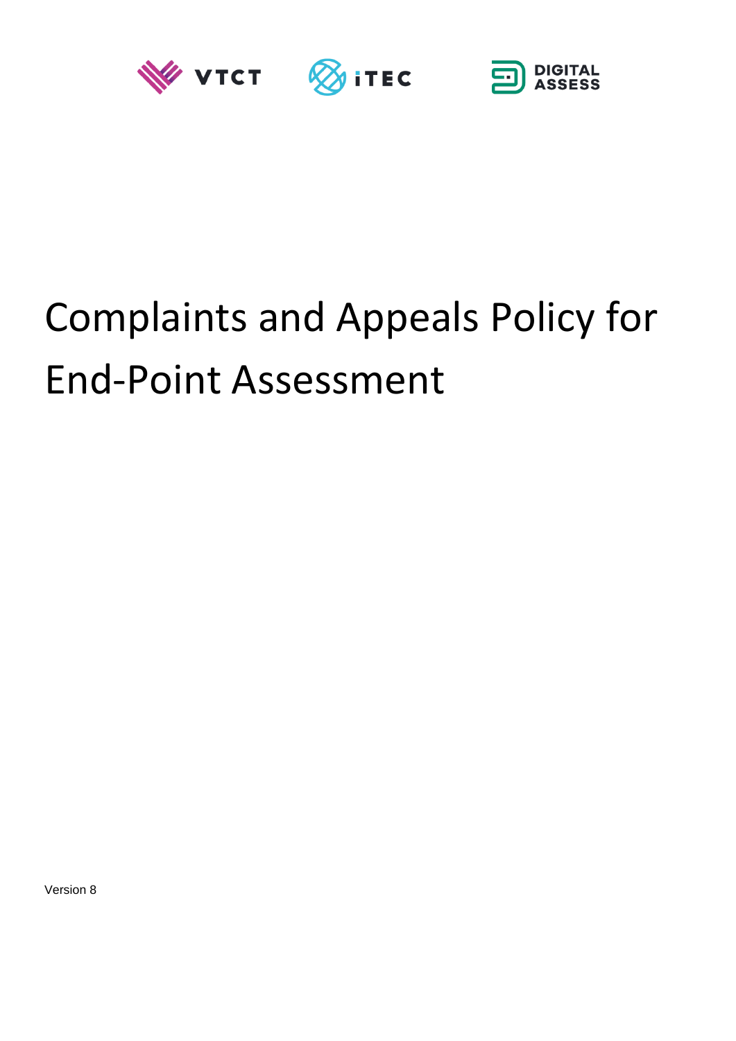VTCT iTEC DIGITAL ASSESS

# Complaints and Appeals Policy for End-Point Assessment

Version 8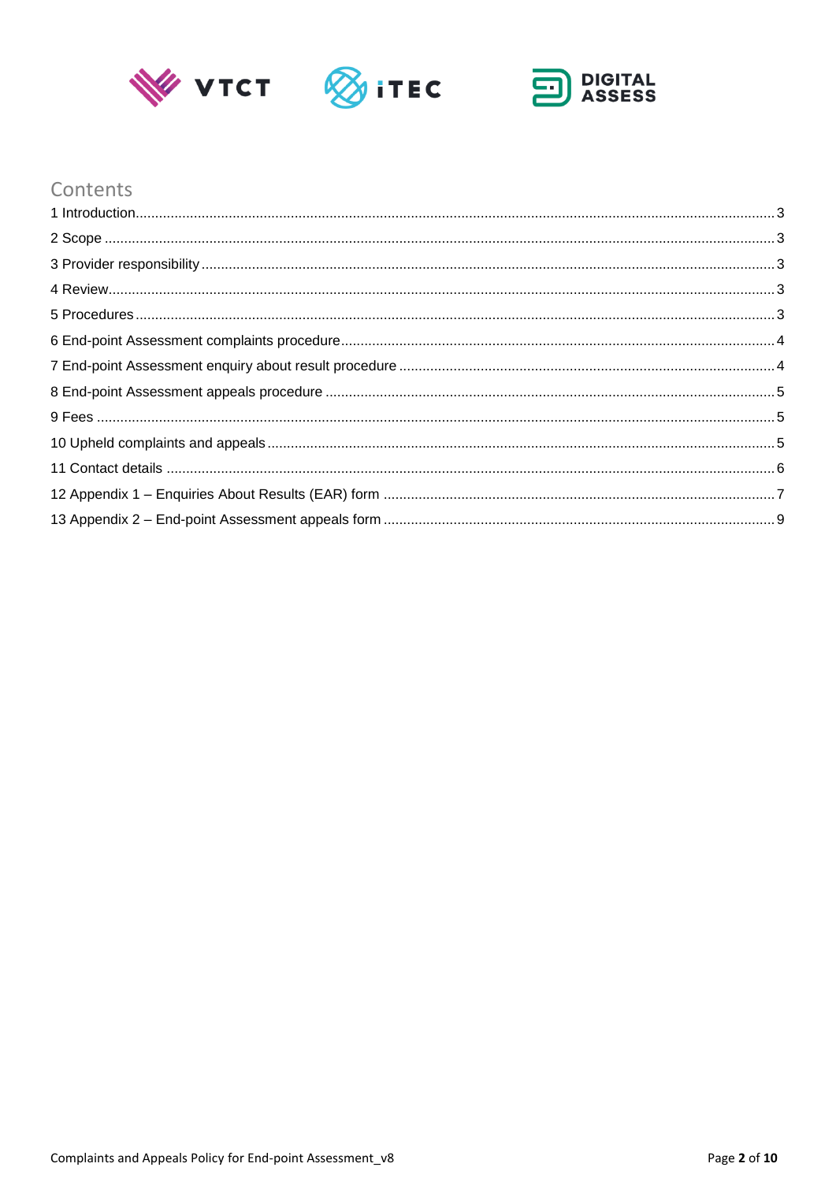# Contents

1 Introduction................................................................................................................................................3
2 Scope ........................................................................................................................................................3
3 Provider responsibility ................................................................................................................................3
4 Review........................................................................................................................................................3
5 Procedures .................................................................................................................................................3
6 End-point Assessment complaints procedure.............................................................................................4
7 End-point Assessment enquiry about result procedure ...............................................................................4
8 End-point Assessment appeals procedure ..................................................................................................5
9 Fees ...........................................................................................................................................................5
10 Upheld complaints and appeals................................................................................................................5
11 Contact details ..........................................................................................................................................6
12 Appendix 1 – Enquiries About Results (EAR) form ...................................................................................7
13 Appendix 2 – End-point Assessment appeals form ...................................................................................9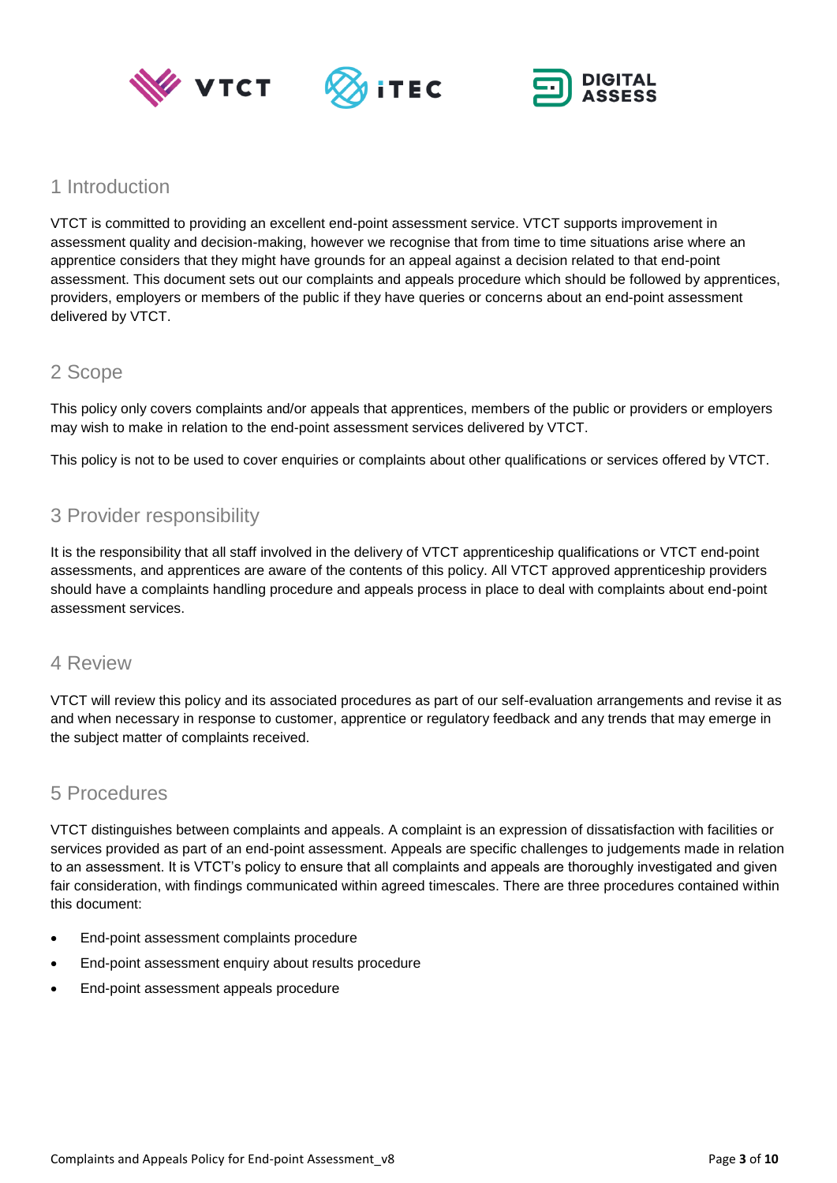## 1 Introduction

VTCT is committed to providing an excellent end-point assessment service. VTCT supports improvement in assessment quality and decision-making, however we recognise that from time to time situations arise where an apprentice considers that they might have grounds for an appeal against a decision related to that end-point assessment. This document sets out our complaints and appeals procedure which should be followed by apprentices, providers, employers or members of the public if they have queries or concerns about an end-point assessment delivered by VTCT.

## 2 Scope

This policy only covers complaints and/or appeals that apprentices, members of the public or providers or employers may wish to make in relation to the end-point assessment services delivered by VTCT.

This policy is not to be used to cover enquiries or complaints about other qualifications or services offered by VTCT.

## 3 Provider responsibility

It is the responsibility that all staff involved in the delivery of VTCT apprenticeship qualifications or VTCT end-point assessments, and apprentices are aware of the contents of this policy. All VTCT approved apprenticeship providers should have a complaints handling procedure and appeals process in place to deal with complaints about end-point assessment services.

## 4 Review

VTCT will review this policy and its associated procedures as part of our self-evaluation arrangements and revise it as and when necessary in response to customer, apprentice or regulatory feedback and any trends that may emerge in the subject matter of complaints received.

## 5 Procedures

VTCT distinguishes between complaints and appeals. A complaint is an expression of dissatisfaction with facilities or services provided as part of an end-point assessment. Appeals are specific challenges to judgements made in relation to an assessment. It is VTCT's policy to ensure that all complaints and appeals are thoroughly investigated and given fair consideration, with findings communicated within agreed timescales. There are three procedures contained within this document:

- End-point assessment complaints procedure
- End-point assessment enquiry about results procedure
- End-point assessment appeals procedure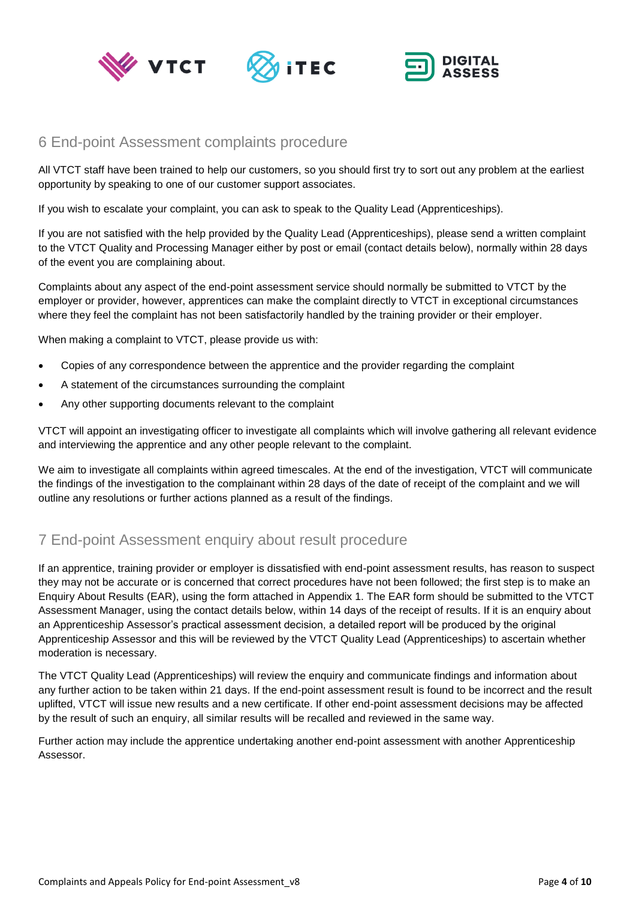## 6 End-point Assessment complaints procedure

All VTCT staff have been trained to help our customers, so you should first try to sort out any problem at the earliest opportunity by speaking to one of our customer support associates.

If you wish to escalate your complaint, you can ask to speak to the Quality Lead (Apprenticeships).

If you are not satisfied with the help provided by the Quality Lead (Apprenticeships), please send a written complaint to the VTCT Quality and Processing Manager either by post or email (contact details below), normally within 28 days of the event you are complaining about.

Complaints about any aspect of the end-point assessment service should normally be submitted to VTCT by the employer or provider, however, apprentices can make the complaint directly to VTCT in exceptional circumstances where they feel the complaint has not been satisfactorily handled by the training provider or their employer.

When making a complaint to VTCT, please provide us with:

- Copies of any correspondence between the apprentice and the provider regarding the complaint
- A statement of the circumstances surrounding the complaint
- Any other supporting documents relevant to the complaint

VTCT will appoint an investigating officer to investigate all complaints which will involve gathering all relevant evidence and interviewing the apprentice and any other people relevant to the complaint.

We aim to investigate all complaints within agreed timescales. At the end of the investigation, VTCT will communicate the findings of the investigation to the complainant within 28 days of the date of receipt of the complaint and we will outline any resolutions or further actions planned as a result of the findings.

## 7 End-point Assessment enquiry about result procedure

If an apprentice, training provider or employer is dissatisfied with end-point assessment results, has reason to suspect they may not be accurate or is concerned that correct procedures have not been followed; the first step is to make an Enquiry About Results (EAR), using the form attached in Appendix 1. The EAR form should be submitted to the VTCT Assessment Manager, using the contact details below, within 14 days of the receipt of results. If it is an enquiry about an Apprenticeship Assessor's practical assessment decision, a detailed report will be produced by the original Apprenticeship Assessor and this will be reviewed by the VTCT Quality Lead (Apprenticeships) to ascertain whether moderation is necessary.

The VTCT Quality Lead (Apprenticeships) will review the enquiry and communicate findings and information about any further action to be taken within 21 days. If the end-point assessment result is found to be incorrect and the result uplifted, VTCT will issue new results and a new certificate. If other end-point assessment decisions may be affected by the result of such an enquiry, all similar results will be recalled and reviewed in the same way.

Further action may include the apprentice undertaking another end-point assessment with another Apprenticeship Assessor.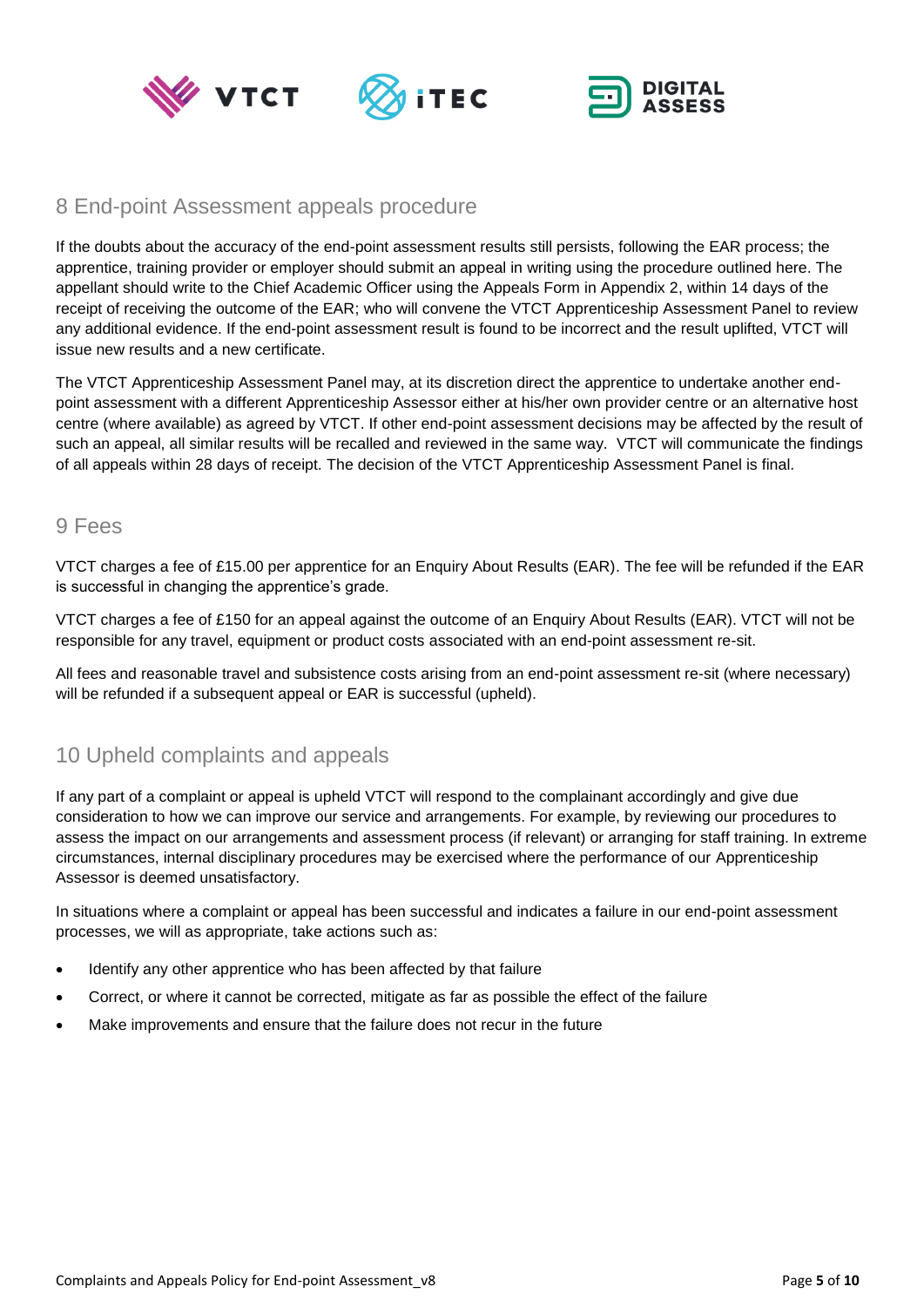## 8 End-point Assessment appeals procedure

If the doubts about the accuracy of the end-point assessment results still persists, following the EAR process; the apprentice, training provider or employer should submit an appeal in writing using the procedure outlined here. The appellant should write to the Chief Academic Officer using the Appeals Form in Appendix 2, within 14 days of the receipt of receiving the outcome of the EAR; who will convene the VTCT Apprenticeship Assessment Panel to review any additional evidence. If the end-point assessment result is found to be incorrect and the result uplifted, VTCT will issue new results and a new certificate.

The VTCT Apprenticeship Assessment Panel may, at its discretion direct the apprentice to undertake another end-point assessment with a different Apprenticeship Assessor either at his/her own provider centre or an alternative host centre (where available) as agreed by VTCT. If other end-point assessment decisions may be affected by the result of such an appeal, all similar results will be recalled and reviewed in the same way. VTCT will communicate the findings of all appeals within 28 days of receipt. The decision of the VTCT Apprenticeship Assessment Panel is final.

## 9 Fees

VTCT charges a fee of £15.00 per apprentice for an Enquiry About Results (EAR). The fee will be refunded if the EAR is successful in changing the apprentice's grade.

VTCT charges a fee of £150 for an appeal against the outcome of an Enquiry About Results (EAR). VTCT will not be responsible for any travel, equipment or product costs associated with an end-point assessment re-sit.

All fees and reasonable travel and subsistence costs arising from an end-point assessment re-sit (where necessary) will be refunded if a subsequent appeal or EAR is successful (upheld).

## 10 Upheld complaints and appeals

If any part of a complaint or appeal is upheld VTCT will respond to the complainant accordingly and give due consideration to how we can improve our service and arrangements. For example, by reviewing our procedures to assess the impact on our arrangements and assessment process (if relevant) or arranging for staff training. In extreme circumstances, internal disciplinary procedures may be exercised where the performance of our Apprenticeship Assessor is deemed unsatisfactory.

In situations where a complaint or appeal has been successful and indicates a failure in our end-point assessment processes, we will as appropriate, take actions such as:

- Identify any other apprentice who has been affected by that failure
- Correct, or where it cannot be corrected, mitigate as far as possible the effect of the failure
- Make improvements and ensure that the failure does not recur in the future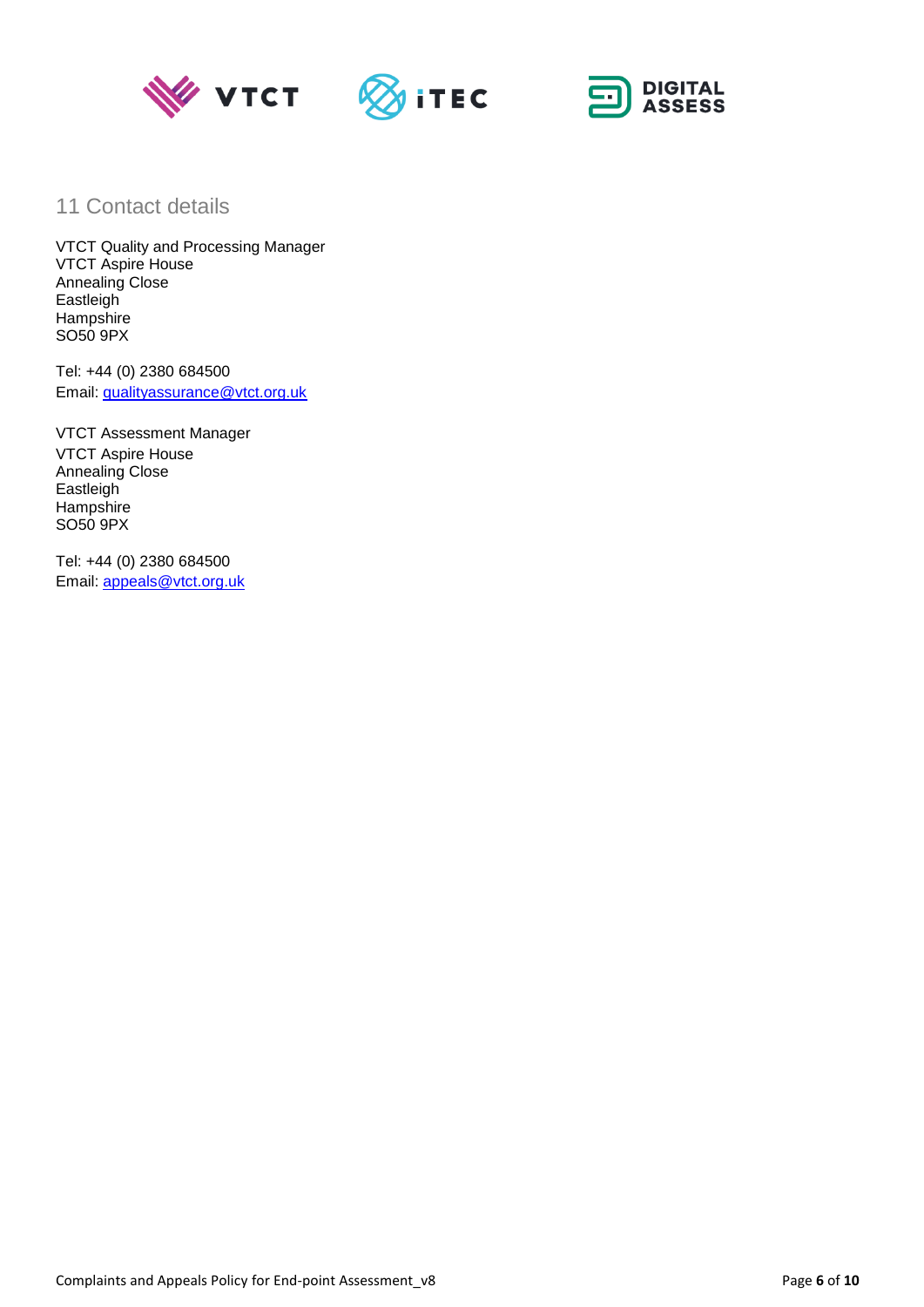## 11 Contact details

VTCT Quality and Processing Manager
VTCT Aspire House
Annealing Close
Eastleigh
Hampshire
SO50 9PX

Tel: +44 (0) 2380 684500
Email: qualityassurance@vtct.org.uk

VTCT Assessment Manager
VTCT Aspire House
Annealing Close
Eastleigh
Hampshire
SO50 9PX

Tel: +44 (0) 2380 684500
Email: appeals@vtct.org.uk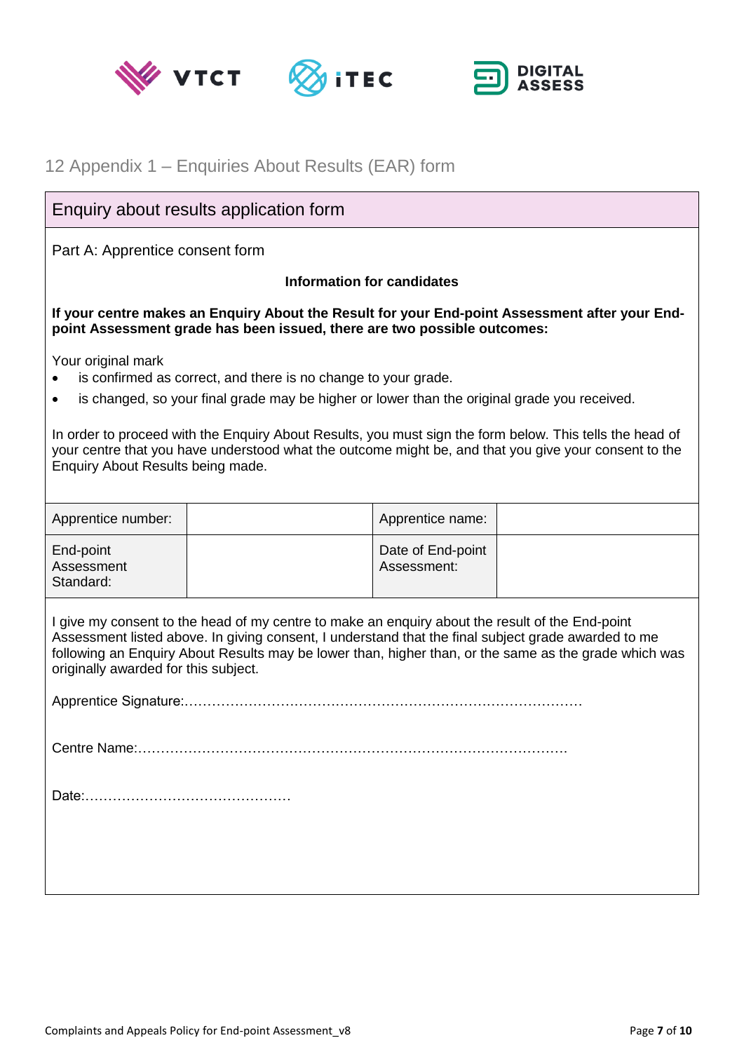## 12 Appendix 1 – Enquiries About Results (EAR) form

### Enquiry about results application form

Part A: Apprentice consent form

**Information for candidates**

**If your centre makes an Enquiry About the Result for your End-point Assessment after your End-point Assessment grade has been issued, there are two possible outcomes:**

Your original mark

- is confirmed as correct, and there is no change to your grade.
- is changed, so your final grade may be higher or lower than the original grade you received.

In order to proceed with the Enquiry About Results, you must sign the form below. This tells the head of your centre that you have understood what the outcome might be, and that you give your consent to the Enquiry About Results being made.

| Apprentice number: | | Apprentice name: | |
|---|---|---|---|
| End-point Assessment Standard: | | Date of End-point Assessment: | |

I give my consent to the head of my centre to make an enquiry about the result of the End-point Assessment listed above. In giving consent, I understand that the final subject grade awarded to me following an Enquiry About Results may be lower than, higher than, or the same as the grade which was originally awarded for this subject.

Apprentice Signature:……………………………………………………………………………

Centre Name:…………………………………………………………………………………

Date:………………………………………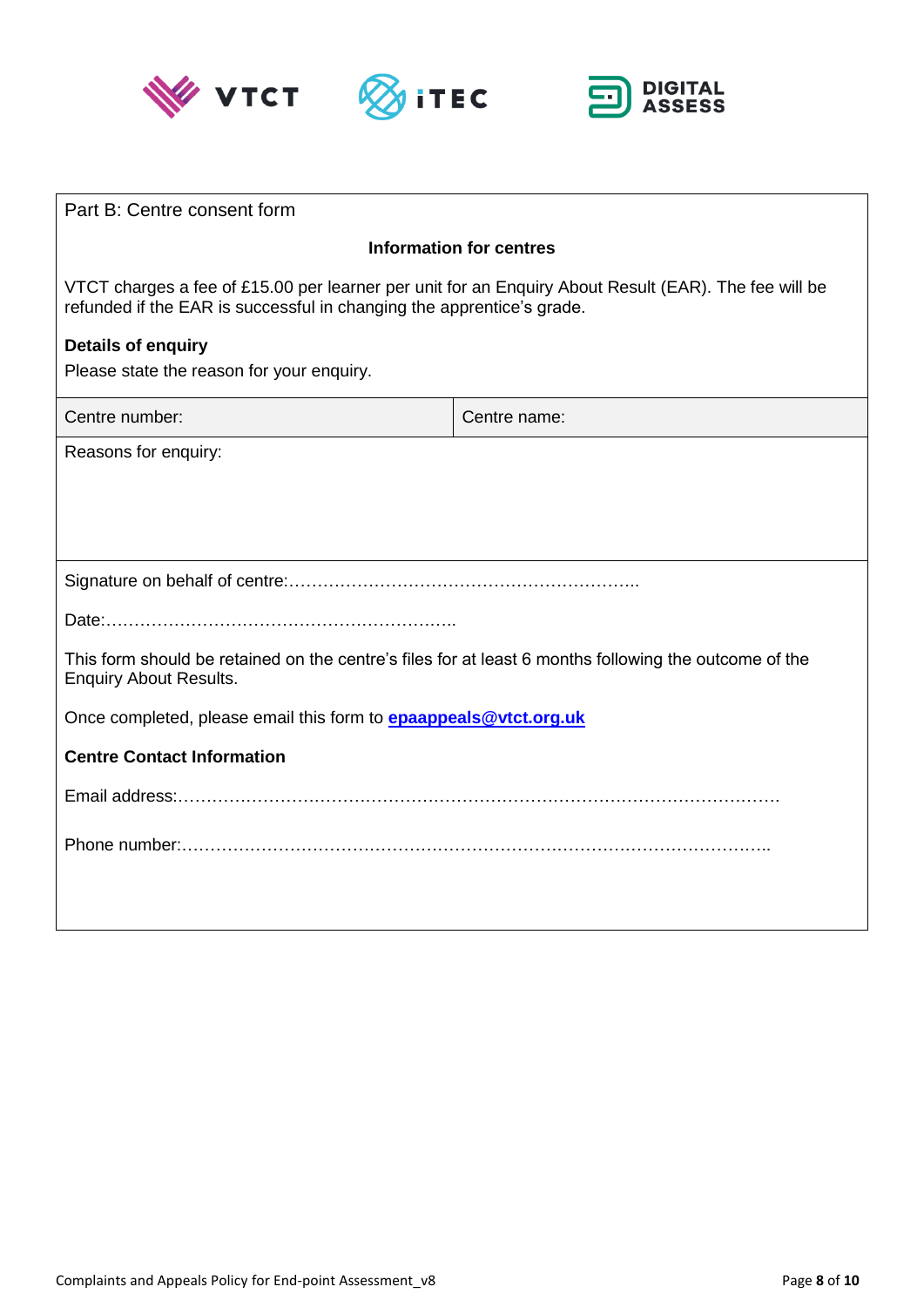Part B: Centre consent form

**Information for centres**

VTCT charges a fee of £15.00 per learner per unit for an Enquiry About Result (EAR). The fee will be refunded if the EAR is successful in changing the apprentice's grade.

**Details of enquiry**

Please state the reason for your enquiry.

| Centre number: | Centre name: |
|---|---|

Reasons for enquiry:

Signature on behalf of centre:……………………………………………………..

Date:……………………………………………………..

This form should be retained on the centre's files for at least 6 months following the outcome of the Enquiry About Results.

Once completed, please email this form to **epaappeals@vtct.org.uk**

**Centre Contact Information**

Email address:……………………………………………………………………………………………

Phone number:…………………………………………………………………………………………..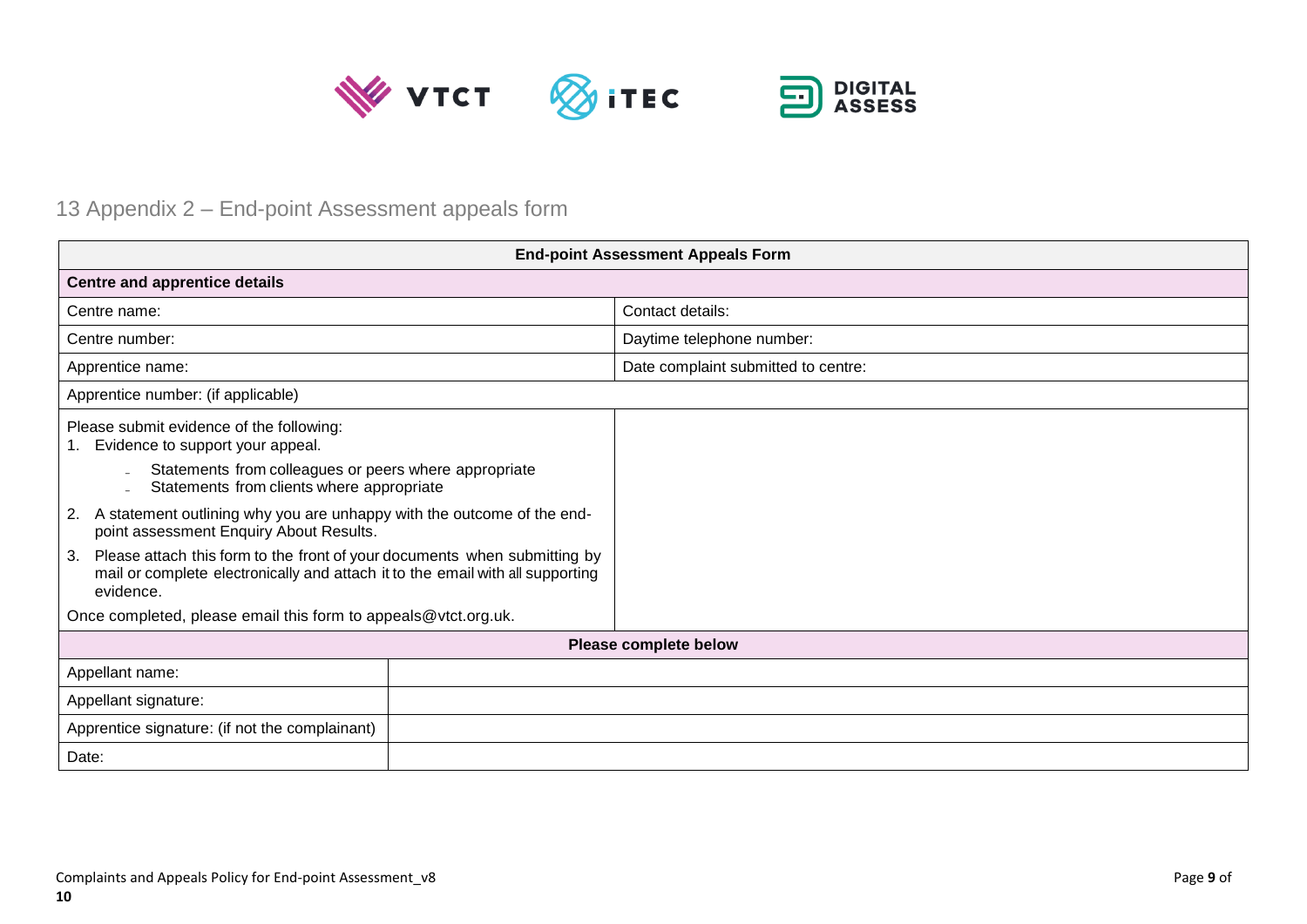## 13 Appendix 2 – End-point Assessment appeals form

| End-point Assessment Appeals Form | |
|---|---|
| **Centre and apprentice details** | |
| Centre name: | Contact details: |
| Centre number: | Daytime telephone number: |
| Apprentice name: | Date complaint submitted to centre: |
| Apprentice number: (if applicable) | |
| Please submit evidence of the following:<br>1. Evidence to support your appeal.<br>- Statements from colleagues or peers where appropriate<br>- Statements from clients where appropriate<br>2. A statement outlining why you are unhappy with the outcome of the end-point assessment Enquiry About Results.<br>3. Please attach this form to the front of your documents when submitting by mail or complete electronically and attach it to the email with all supporting evidence.<br>Once completed, please email this form to appeals@vtct.org.uk. | |
| **Please complete below** | |
| Appellant name: | |
| Appellant signature: | |
| Apprentice signature: (if not the complainant) | |
| Date: | |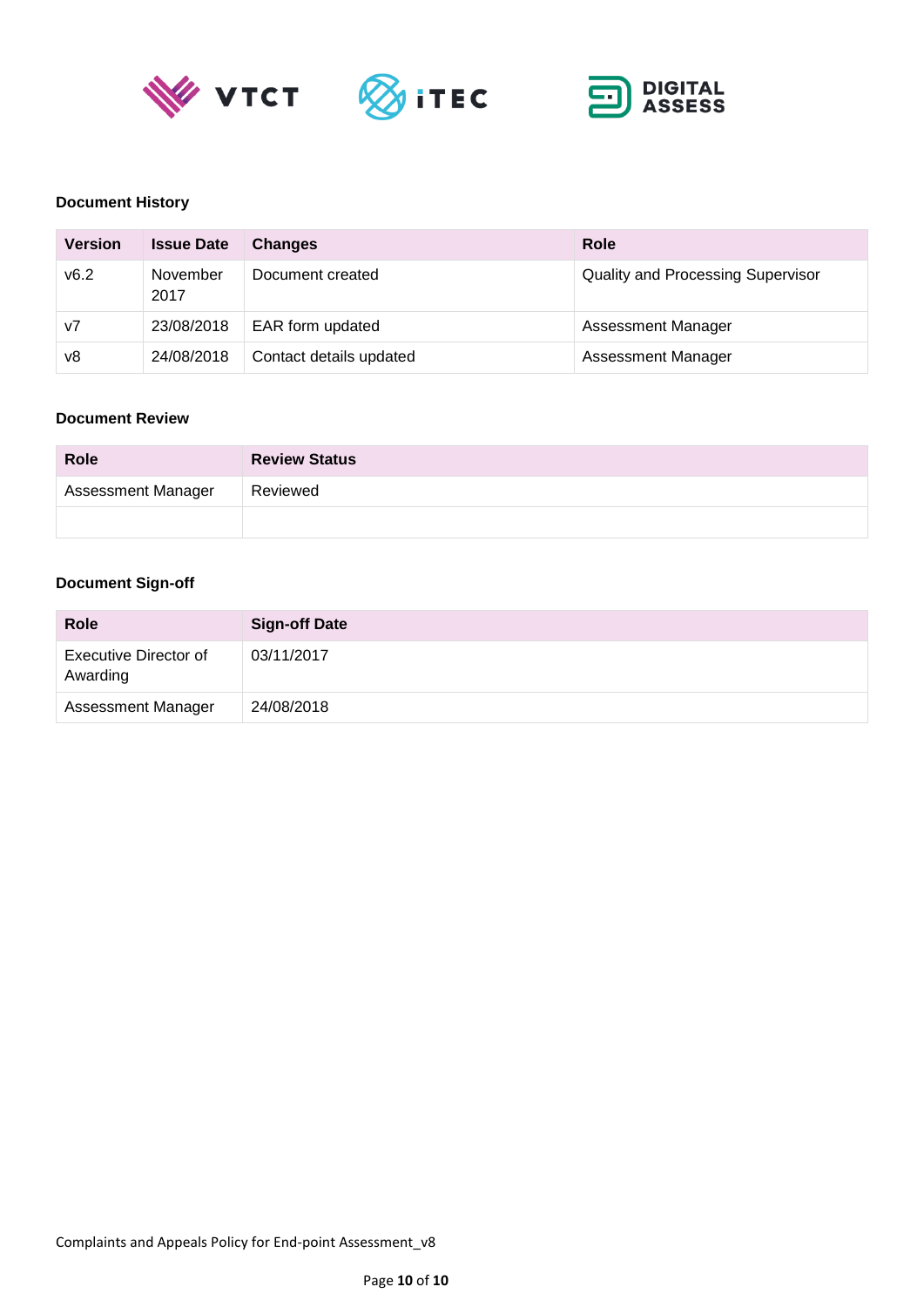**Document History**

| Version | Issue Date | Changes | Role |
|---|---|---|---|
| v6.2 | November 2017 | Document created | Quality and Processing Supervisor |
| v7 | 23/08/2018 | EAR form updated | Assessment Manager |
| v8 | 24/08/2018 | Contact details updated | Assessment Manager |

**Document Review**

| Role | Review Status |
|---|---|
| Assessment Manager | Reviewed |
| | |

**Document Sign-off**

| Role | Sign-off Date |
|---|---|
| Executive Director of Awarding | 03/11/2017 |
| Assessment Manager | 24/08/2018 |